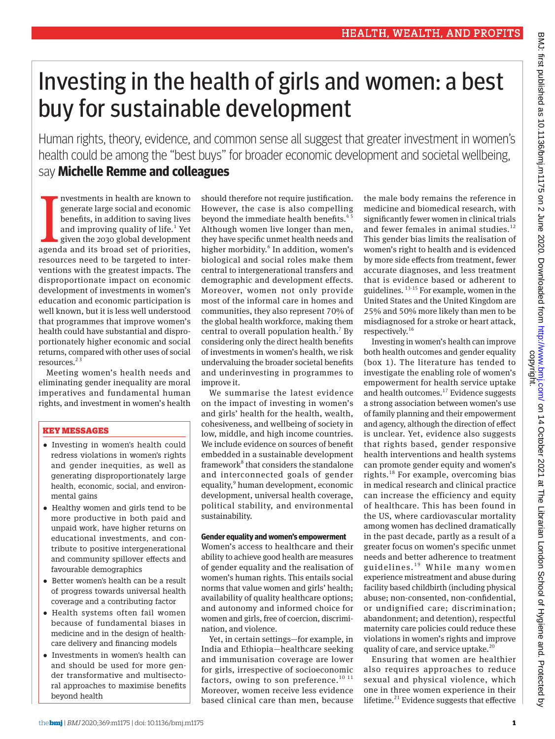# Investing in the health of girls and women: a best buy for sustainable development

Human rights, theory, evidence, and common sense all suggest that greater investment in women's health could be among the "best buys" for broader economic development and societal wellbeing, say **Michelle Remme and colleagues**

Investments in health are known to generate large social and economic benefits, in addition to saving lives and improving quality of life.[1] Yet given the 2030 global development agenda and its broad set of priorities, resources need to be targeted to interventions with the greatest impacts. The disproportionate impact on economic development of investments in women's education and economic participation is well known, but it is less well understood that programmes that improve women's health could have substantial and disproportionately higher economic and social returns, compared with other uses of social resources.[2,3]

Meeting women's health needs and eliminating gender inequality are moral imperatives and fundamental human rights, and investment in women's health should therefore not require justification. However, the case is also compelling beyond the immediate health benefits.[4,5] Although women live longer than men, they have specific unmet health needs and higher morbidity.[6] In addition, women's biological and social roles make them central to intergenerational transfers and demographic and development effects. Moreover, women not only provide most of the informal care in homes and communities, they also represent 70% of the global health workforce, making them central to overall population health.[7] By considering only the direct health benefits of investments in women's health, we risk undervaluing the broader societal benefits and underinvesting in programmes to improve it.

We summarise the latest evidence on the impact of investing in women's and girls' health for the health, wealth, cohesiveness, and wellbeing of society in low, middle, and high income countries. We include evidence on sources of benefit embedded in a sustainable development framework[8] that considers the standalone and interconnected goals of gender equality,[9] human development, economic development, universal health coverage, political stability, and environmental sustainability.

### KEY MESSAGES

- Investing in women's health could redress violations in women's rights and gender inequities, as well as generating disproportionately large health, economic, social, and environmental gains
- Healthy women and girls tend to be more productive in both paid and unpaid work, have higher returns on educational investments, and contribute to positive intergenerational and community spillover effects and favourable demographics
- Better women's health can be a result of progress towards universal health coverage and a contributing factor
- Health systems often fail women because of fundamental biases in medicine and in the design of healthcare delivery and financing models
- Investments in women's health can and should be used for more gender transformative and multisectoral approaches to maximise benefits beyond health

## Gender equality and women's empowerment

Women's access to healthcare and their ability to achieve good health are measures of gender equality and the realisation of women's human rights. This entails social norms that value women and girls' health; availability of quality healthcare options; and autonomy and informed choice for women and girls, free of coercion, discrimination, and violence.

Yet, in certain settings—for example, in India and Ethiopia—healthcare seeking and immunisation coverage are lower for girls, irrespective of socioeconomic factors, owing to son preference.[10,11] Moreover, women receive less evidence based clinical care than men, because the male body remains the reference in medicine and biomedical research, with significantly fewer women in clinical trials and fewer females in animal studies.[12] This gender bias limits the realisation of women's right to health and is evidenced by more side effects from treatment, fewer accurate diagnoses, and less treatment that is evidence based or adherent to guidelines.[13-15] For example, women in the United States and the United Kingdom are 25% and 50% more likely than men to be misdiagnosed for a stroke or heart attack, respectively.[16]

Investing in women's health can improve both health outcomes and gender equality (box 1). The literature has tended to investigate the enabling role of women's empowerment for health service uptake and health outcomes.[17] Evidence suggests a strong association between women's use of family planning and their empowerment and agency, although the direction of effect is unclear. Yet, evidence also suggests that rights based, gender responsive health interventions and health systems can promote gender equity and women's rights.[18] For example, overcoming bias in medical research and clinical practice can increase the efficiency and equity of healthcare. This has been found in the US, where cardiovascular mortality among women has declined dramatically in the past decade, partly as a result of a greater focus on women's specific unmet needs and better adherence to treatment guidelines.[19] While many women experience mistreatment and abuse during facility based childbirth (including physical abuse; non-consented, non-confidential, or undignified care; discrimination; abandonment; and detention), respectful maternity care policies could reduce these violations in women's rights and improve quality of care, and service uptake.[20]

Ensuring that women are healthier also requires approaches to reduce sexual and physical violence, which one in three women experience in their lifetime.[21] Evidence suggests that effective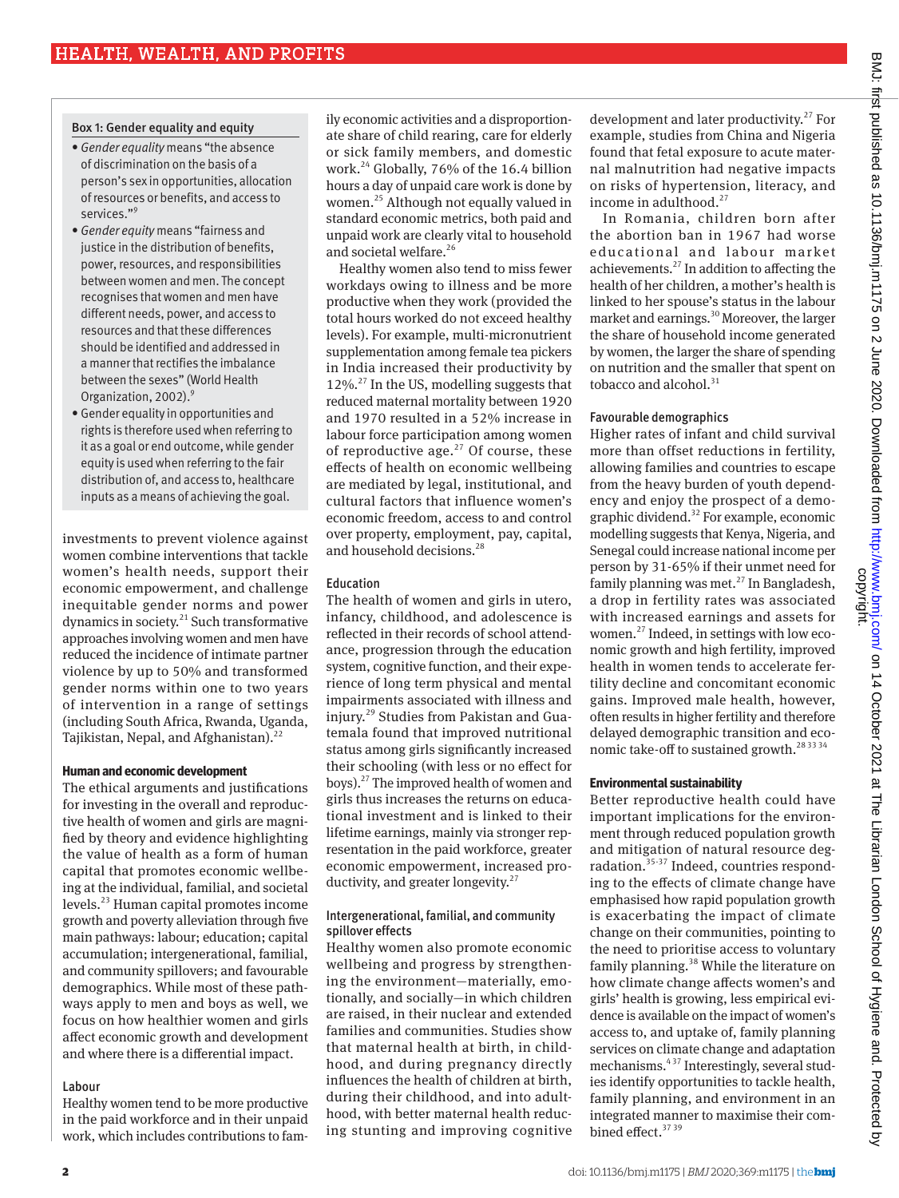**Box 1: Gender equality and equity**

- *Gender equality* means "the absence of discrimination on the basis of a person's sex in opportunities, allocation of resources or benefits, and access to services."[9]
- *Gender equity* means "fairness and justice in the distribution of benefits, power, resources, and responsibilities between women and men. The concept recognises that women and men have different needs, power, and access to resources and that these differences should be identified and addressed in a manner that rectifies the imbalance between the sexes" (World Health Organization, 2002).[9]
- Gender equality in opportunities and rights is therefore used when referring to it as a goal or end outcome, while gender equity is used when referring to the fair distribution of, and access to, healthcare inputs as a means of achieving the goal.

investments to prevent violence against women combine interventions that tackle women's health needs, support their economic empowerment, and challenge inequitable gender norms and power dynamics in society.[21] Such transformative approaches involving women and men have reduced the incidence of intimate partner violence by up to 50% and transformed gender norms within one to two years of intervention in a range of settings (including South Africa, Rwanda, Uganda, Tajikistan, Nepal, and Afghanistan).[22]

## Human and economic development

The ethical arguments and justifications for investing in the overall and reproductive health of women and girls are magnified by theory and evidence highlighting the value of health as a form of human capital that promotes economic wellbeing at the individual, familial, and societal levels.[23] Human capital promotes income growth and poverty alleviation through five main pathways: labour; education; capital accumulation; intergenerational, familial, and community spillovers; and favourable demographics. While most of these pathways apply to men and boys as well, we focus on how healthier women and girls affect economic growth and development and where there is a differential impact.

### Labour

Healthy women tend to be more productive in the paid workforce and in their unpaid work, which includes contributions to family economic activities and a disproportionate share of child rearing, care for elderly or sick family members, and domestic work.[24] Globally, 76% of the 16.4 billion hours a day of unpaid care work is done by women.[25] Although not equally valued in standard economic metrics, both paid and unpaid work are clearly vital to household and societal welfare.[26]

Healthy women also tend to miss fewer workdays owing to illness and be more productive when they work (provided the total hours worked do not exceed healthy levels). For example, multi-micronutrient supplementation among female tea pickers in India increased their productivity by 12%.[27] In the US, modelling suggests that reduced maternal mortality between 1920 and 1970 resulted in a 52% increase in labour force participation among women of reproductive age.[27] Of course, these effects of health on economic wellbeing are mediated by legal, institutional, and cultural factors that influence women's economic freedom, access to and control over property, employment, pay, capital, and household decisions.[28]

### Education

The health of women and girls in utero, infancy, childhood, and adolescence is reflected in their records of school attendance, progression through the education system, cognitive function, and their experience of long term physical and mental impairments associated with illness and injury.[29] Studies from Pakistan and Guatemala found that improved nutritional status among girls significantly increased their schooling (with less or no effect for boys).[27] The improved health of women and girls thus increases the returns on educational investment and is linked to their lifetime earnings, mainly via stronger representation in the paid workforce, greater economic empowerment, increased productivity, and greater longevity.[27]

### Intergenerational, familial, and community spillover effects

Healthy women also promote economic wellbeing and progress by strengthening the environment—materially, emotionally, and socially—in which children are raised, in their nuclear and extended families and communities. Studies show that maternal health at birth, in childhood, and during pregnancy directly influences the health of children at birth, during their childhood, and into adulthood, with better maternal health reducing stunting and improving cognitive development and later productivity.[27] For example, studies from China and Nigeria found that fetal exposure to acute maternal malnutrition had negative impacts on risks of hypertension, literacy, and income in adulthood.[27]

In Romania, children born after the abortion ban in 1967 had worse educational and labour market achievements.[27] In addition to affecting the health of her children, a mother's health is linked to her spouse's status in the labour market and earnings.[30] Moreover, the larger the share of household income generated by women, the larger the share of spending on nutrition and the smaller that spent on tobacco and alcohol.[31]

### Favourable demographics

Higher rates of infant and child survival more than offset reductions in fertility, allowing families and countries to escape from the heavy burden of youth dependency and enjoy the prospect of a demographic dividend.[32] For example, economic modelling suggests that Kenya, Nigeria, and Senegal could increase national income per person by 31-65% if their unmet need for family planning was met.[27] In Bangladesh, a drop in fertility rates was associated with increased earnings and assets for women.[27] Indeed, in settings with low economic growth and high fertility, improved health in women tends to accelerate fertility decline and concomitant economic gains. Improved male health, however, often results in higher fertility and therefore delayed demographic transition and economic take-off to sustained growth.[28,33,34]

## Environmental sustainability

Better reproductive health could have important implications for the environment through reduced population growth and mitigation of natural resource degradation.[35-37] Indeed, countries responding to the effects of climate change have emphasised how rapid population growth is exacerbating the impact of climate change on their communities, pointing to the need to prioritise access to voluntary family planning.[38] While the literature on how climate change affects women's and girls' health is growing, less empirical evidence is available on the impact of women's access to, and uptake of, family planning services on climate change and adaptation mechanisms.[4,37] Interestingly, several studies identify opportunities to tackle health, family planning, and environment in an integrated manner to maximise their combined effect.[37,39]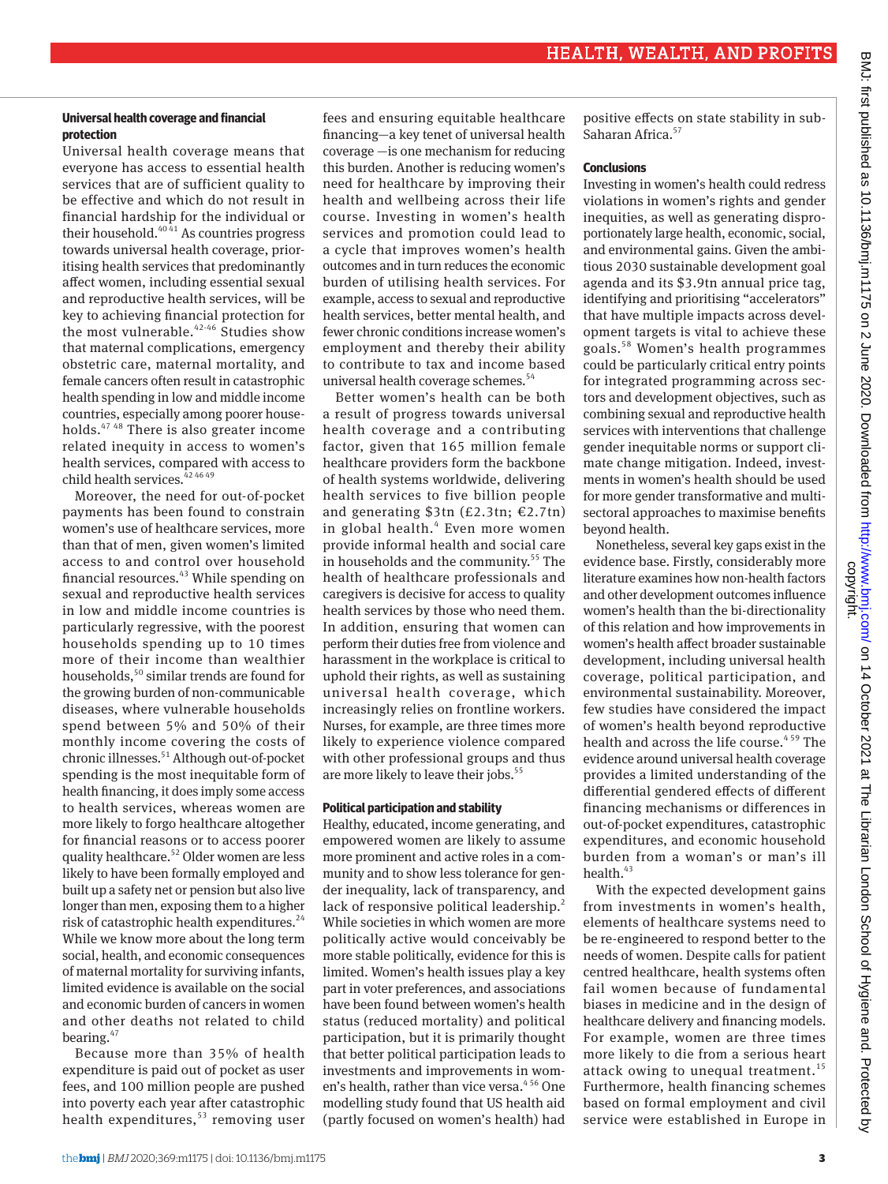### Universal health coverage and financial protection

Universal health coverage means that everyone has access to essential health services that are of sufficient quality to be effective and which do not result in financial hardship for the individual or their household.[40,41] As countries progress towards universal health coverage, prioritising health services that predominantly affect women, including essential sexual and reproductive health services, will be key to achieving financial protection for the most vulnerable.[42-46] Studies show that maternal complications, emergency obstetric care, maternal mortality, and female cancers often result in catastrophic health spending in low and middle income countries, especially among poorer households.[47,48] There is also greater income related inequity in access to women's health services, compared with access to child health services.[42,46,49]

Moreover, the need for out-of-pocket payments has been found to constrain women's use of healthcare services, more than that of men, given women's limited access to and control over household financial resources.[43] While spending on sexual and reproductive health services in low and middle income countries is particularly regressive, with the poorest households spending up to 10 times more of their income than wealthier households,[50] similar trends are found for the growing burden of non-communicable diseases, where vulnerable households spend between 5% and 50% of their monthly income covering the costs of chronic illnesses.[51] Although out-of-pocket spending is the most inequitable form of health financing, it does imply some access to health services, whereas women are more likely to forgo healthcare altogether for financial reasons or to access poorer quality healthcare.[52] Older women are less likely to have been formally employed and built up a safety net or pension but also live longer than men, exposing them to a higher risk of catastrophic health expenditures.[24] While we know more about the long term social, health, and economic consequences of maternal mortality for surviving infants, limited evidence is available on the social and economic burden of cancers in women and other deaths not related to child bearing.[47]

Because more than 35% of health expenditure is paid out of pocket as user fees, and 100 million people are pushed into poverty each year after catastrophic health expenditures,[53] removing user fees and ensuring equitable healthcare financing—a key tenet of universal health coverage —is one mechanism for reducing this burden. Another is reducing women's need for healthcare by improving their health and wellbeing across their life course. Investing in women's health services and promotion could lead to a cycle that improves women's health outcomes and in turn reduces the economic burden of utilising health services. For example, access to sexual and reproductive health services, better mental health, and fewer chronic conditions increase women's employment and thereby their ability to contribute to tax and income based universal health coverage schemes.[54]

Better women's health can be both a result of progress towards universal health coverage and a contributing factor, given that 165 million female healthcare providers form the backbone of health systems worldwide, delivering health services to five billion people and generating \$3tn (£2.3tn; €2.7tn) in global health.[4] Even more women provide informal health and social care in households and the community.[55] The health of healthcare professionals and caregivers is decisive for access to quality health services by those who need them. In addition, ensuring that women can perform their duties free from violence and harassment in the workplace is critical to uphold their rights, as well as sustaining universal health coverage, which increasingly relies on frontline workers. Nurses, for example, are three times more likely to experience violence compared with other professional groups and thus are more likely to leave their jobs.[55]

### Political participation and stability

Healthy, educated, income generating, and empowered women are likely to assume more prominent and active roles in a community and to show less tolerance for gender inequality, lack of transparency, and lack of responsive political leadership.[2] While societies in which women are more politically active would conceivably be more stable politically, evidence for this is limited. Women's health issues play a key part in voter preferences, and associations have been found between women's health status (reduced mortality) and political participation, but it is primarily thought that better political participation leads to investments and improvements in women's health, rather than vice versa.[4,56] One modelling study found that US health aid (partly focused on women's health) had positive effects on state stability in sub-Saharan Africa.[57]

### Conclusions

Investing in women's health could redress violations in women's rights and gender inequities, as well as generating disproportionately large health, economic, social, and environmental gains. Given the ambitious 2030 sustainable development goal agenda and its \$3.9tn annual price tag, identifying and prioritising "accelerators" that have multiple impacts across development targets is vital to achieve these goals.[58] Women's health programmes could be particularly critical entry points for integrated programming across sectors and development objectives, such as combining sexual and reproductive health services with interventions that challenge gender inequitable norms or support climate change mitigation. Indeed, investments in women's health should be used for more gender transformative and multisectoral approaches to maximise benefits beyond health.

Nonetheless, several key gaps exist in the evidence base. Firstly, considerably more literature examines how non-health factors and other development outcomes influence women's health than the bi-directionality of this relation and how improvements in women's health affect broader sustainable development, including universal health coverage, political participation, and environmental sustainability. Moreover, few studies have considered the impact of women's health beyond reproductive health and across the life course.[4,59] The evidence around universal health coverage provides a limited understanding of the differential gendered effects of different financing mechanisms or differences in out-of-pocket expenditures, catastrophic expenditures, and economic household burden from a woman's or man's ill health.[43]

With the expected development gains from investments in women's health, elements of healthcare systems need to be re-engineered to respond better to the needs of women. Despite calls for patient centred healthcare, health systems often fail women because of fundamental biases in medicine and in the design of healthcare delivery and financing models. For example, women are three times more likely to die from a serious heart attack owing to unequal treatment.[15] Furthermore, health financing schemes based on formal employment and civil service were established in Europe in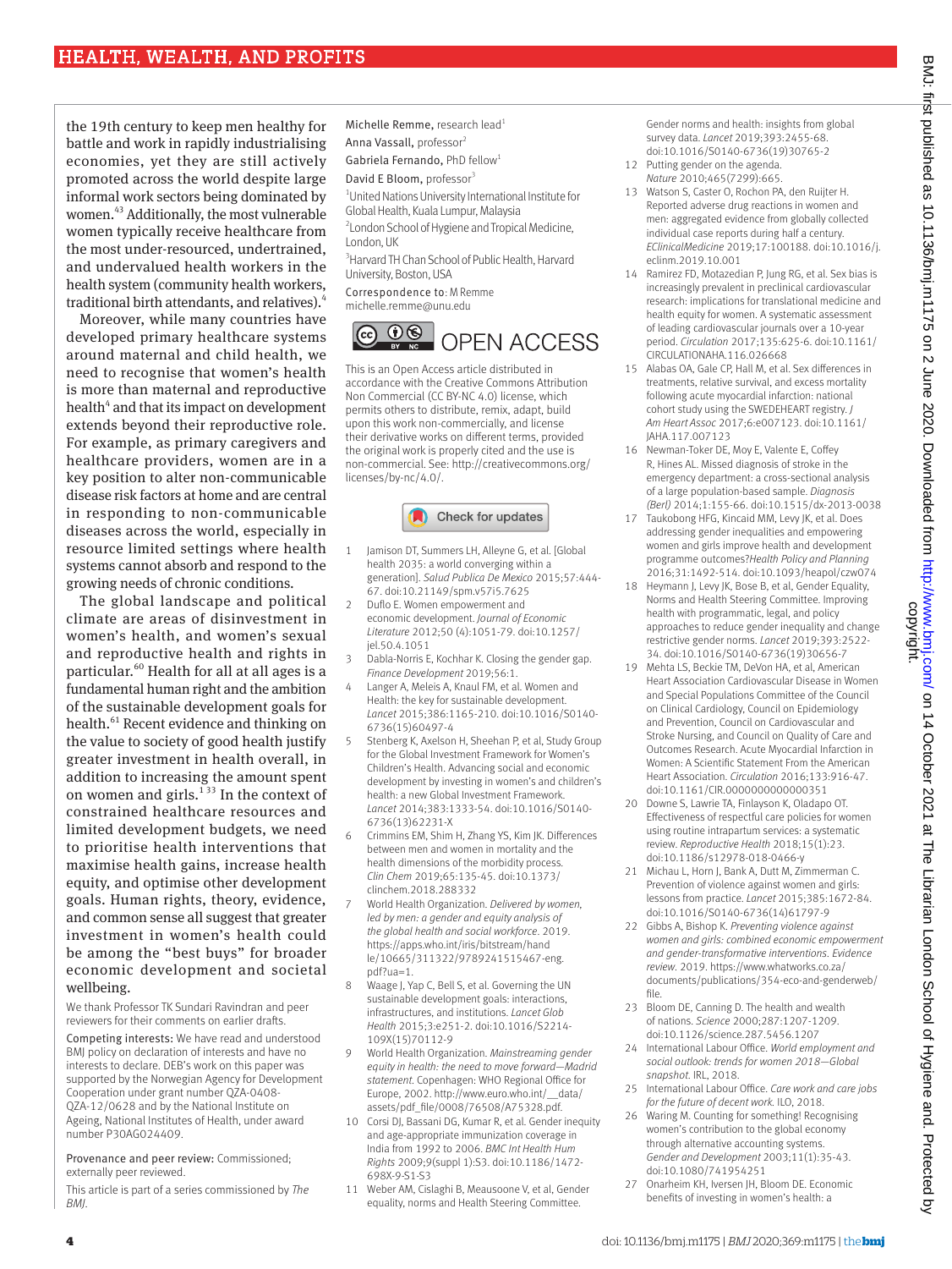the 19th century to keep men healthy for battle and work in rapidly industrialising economies, yet they are still actively promoted across the world despite large informal work sectors being dominated by women.[43] Additionally, the most vulnerable women typically receive healthcare from the most under-resourced, undertrained, and undervalued health workers in the health system (community health workers, traditional birth attendants, and relatives).[4]

Moreover, while many countries have developed primary healthcare systems around maternal and child health, we need to recognise that women's health is more than maternal and reproductive health[4] and that its impact on development extends beyond their reproductive role. For example, as primary caregivers and healthcare providers, women are in a key position to alter non-communicable disease risk factors at home and are central in responding to non-communicable diseases across the world, especially in resource limited settings where health systems cannot absorb and respond to the growing needs of chronic conditions.

The global landscape and political climate are areas of disinvestment in women's health, and women's sexual and reproductive health and rights in particular.[60] Health for all at all ages is a fundamental human right and the ambition of the sustainable development goals for health.[61] Recent evidence and thinking on the value to society of good health justify greater investment in health overall, in addition to increasing the amount spent on women and girls.[1 33] In the context of constrained healthcare resources and limited development budgets, we need to prioritise health interventions that maximise health gains, increase health equity, and optimise other development goals. Human rights, theory, evidence, and common sense all suggest that greater investment in women's health could be among the "best buys" for broader economic development and societal wellbeing.

We thank Professor TK Sundari Ravindran and peer reviewers for their comments on earlier drafts.

**Competing interests:** We have read and understood BMJ policy on declaration of interests and have no interests to declare. DEB's work on this paper was supported by the Norwegian Agency for Development Cooperation under grant number QZA-0408-QZA-12/0628 and by the National Institute on Ageing, National Institutes of Health, under award number P30AG024409.

**Provenance and peer review:** Commissioned; externally peer reviewed.

This article is part of a series commissioned by *The BMJ*.

Michelle Remme, research lead[1]
Anna Vassall, professor[2]
Gabriela Fernando, PhD fellow[1]
David E Bloom, professor[3]

[1]United Nations University International Institute for Global Health, Kuala Lumpur, Malaysia
[2]London School of Hygiene and Tropical Medicine, London, UK
[3]Harvard TH Chan School of Public Health, Harvard University, Boston, USA

Correspondence to: M Remme
michelle.remme@unu.edu

OPEN ACCESS

This is an Open Access article distributed in accordance with the Creative Commons Attribution Non Commercial (CC BY-NC 4.0) license, which permits others to distribute, remix, adapt, build upon this work non-commercially, and license their derivative works on different terms, provided the original work is properly cited and the use is non-commercial. See: http://creativecommons.org/licenses/by-nc/4.0/.

1. Jamison DT, Summers LH, Alleyne G, et al. [Global health 2035: a world converging within a generation]. *Salud Publica De Mexico* 2015;57:444-67. doi:10.21149/spm.v57i5.7625
2. Duflo E. Women empowerment and economic development. *Journal of Economic Literature* 2012;50 (4):1051-79. doi:10.1257/jel.50.4.1051
3. Dabla-Norris E, Kochhar K. Closing the gender gap. *Finance Development* 2019;56:1.
4. Langer A, Meleis A, Knaul FM, et al. Women and Health: the key for sustainable development. *Lancet* 2015;386:1165-210. doi:10.1016/S0140-6736(15)60497-4
5. Stenberg K, Axelson H, Sheehan P, et al, Study Group for the Global Investment Framework for Women's Children's Health. Advancing social and economic development by investing in women's and children's health: a new Global Investment Framework. *Lancet* 2014;383:1333-54. doi:10.1016/S0140-6736(13)62231-X
6. Crimmins EM, Shim H, Zhang YS, Kim JK. Differences between men and women in mortality and the health dimensions of the morbidity process. *Clin Chem* 2019;65:135-45. doi:10.1373/clinchem.2018.288332
7. World Health Organization. *Delivered by women, led by men: a gender and equity analysis of the global health and social workforce.* 2019. https://apps.who.int/iris/bitstream/handle/10665/311322/9789241515467-eng.pdf?ua=1.
8. Waage J, Yap C, Bell S, et al. Governing the UN sustainable development goals: interactions, infrastructures, and institutions. *Lancet Glob Health* 2015;3:e251-2. doi:10.1016/S2214-109X(15)70112-9
9. World Health Organization. *Mainstreaming gender equity in health: the need to move forward—Madrid statement.* Copenhagen: WHO Regional Office for Europe, 2002. http://www.euro.who.int/__data/assets/pdf_file/0008/76508/A75328.pdf.
10. Corsi DJ, Bassani DG, Kumar R, et al. Gender inequity and age-appropriate immunization coverage in India from 1992 to 2006. *BMC Int Health Hum Rights* 2009;9(suppl 1):S3. doi:10.1186/1472-698X-9-S1-S3
11. Weber AM, Cislaghi B, Meausoone V, et al, Gender equality, norms and Health Steering Committee. Gender norms and health: insights from global survey data. *Lancet* 2019;393:2455-68. doi:10.1016/S0140-6736(19)30765-2
12. Putting gender on the agenda. *Nature* 2010;465(7299):665.
13. Watson S, Caster O, Rochon PA, den Ruijter H. Reported adverse drug reactions in women and men: aggregated evidence from globally collected individual case reports during half a century. *EClinicalMedicine* 2019;17:100188. doi:10.1016/j.eclinm.2019.10.001
14. Ramirez FD, Motazedian P, Jung RG, et al. Sex bias is increasingly prevalent in preclinical cardiovascular research: implications for translational medicine and health equity for women. A systematic assessment of leading cardiovascular journals over a 10-year period. *Circulation* 2017;135:625-6. doi:10.1161/CIRCULATIONAHA.116.026668
15. Alabas OA, Gale CP, Hall M, et al. Sex differences in treatments, relative survival, and excess mortality following acute myocardial infarction: national cohort study using the SWEDEHEART registry. *J Am Heart Assoc* 2017;6:e007123. doi:10.1161/JAHA.117.007123
16. Newman-Toker DE, Moy E, Valente E, Coffey R, Hines AL. Missed diagnosis of stroke in the emergency department: a cross-sectional analysis of a large population-based sample. *Diagnosis (Berl)* 2014;1:155-66. doi:10.1515/dx-2013-0038
17. Taukobong HFG, Kincaid MM, Levy JK, et al. Does addressing gender inequalities and empowering women and girls improve health and development programme outcomes?*Health Policy and Planning* 2016;31:1492-514. doi:10.1093/heapol/czw074
18. Heymann J, Levy JK, Bose B, et al, Gender Equality, Norms and Health Steering Committee. Improving health with programmatic, legal, and policy approaches to reduce gender inequality and change restrictive gender norms. *Lancet* 2019;393:2522-34. doi:10.1016/S0140-6736(19)30656-7
19. Mehta LS, Beckie TM, DeVon HA, et al, American Heart Association Cardiovascular Disease in Women and Special Populations Committee of the Council on Clinical Cardiology, Council on Epidemiology and Prevention, Council on Cardiovascular and Stroke Nursing, and Council on Quality of Care and Outcomes Research. Acute Myocardial Infarction in Women: A Scientific Statement From the American Heart Association. *Circulation* 2016;133:916-47. doi:10.1161/CIR.0000000000000351
20. Downe S, Lawrie TA, Finlayson K, Oladapo OT. Effectiveness of respectful care policies for women using routine intrapartum services: a systematic review. *Reproductive Health* 2018;15(1):23. doi:10.1186/s12978-018-0466-y
21. Michau L, Horn J, Bank A, Dutt M, Zimmerman C. Prevention of violence against women and girls: lessons from practice. *Lancet* 2015;385:1672-84. doi:10.1016/S0140-6736(14)61797-9
22. Gibbs A, Bishop K. *Preventing violence against women and girls: combined economic empowerment and gender-transformative interventions. Evidence review.* 2019. https://www.whatworks.co.za/documents/publications/354-eco-and-genderweb/file.
23. Bloom DE, Canning D. The health and wealth of nations. *Science* 2000;287:1207-1209. doi:10.1126/science.287.5456.1207
24. International Labour Office. *World employment and social outlook: trends for women 2018—Global snapshot.* IRL, 2018.
25. International Labour Office. *Care work and care jobs for the future of decent work.* ILO, 2018.
26. Waring M. Counting for something! Recognising women's contribution to the global economy through alternative accounting systems. *Gender and Development* 2003;11(1):35-43. doi:10.1080/741954251
27. Onarheim KH, Iversen JH, Bloom DE. Economic benefits of investing in women's health: a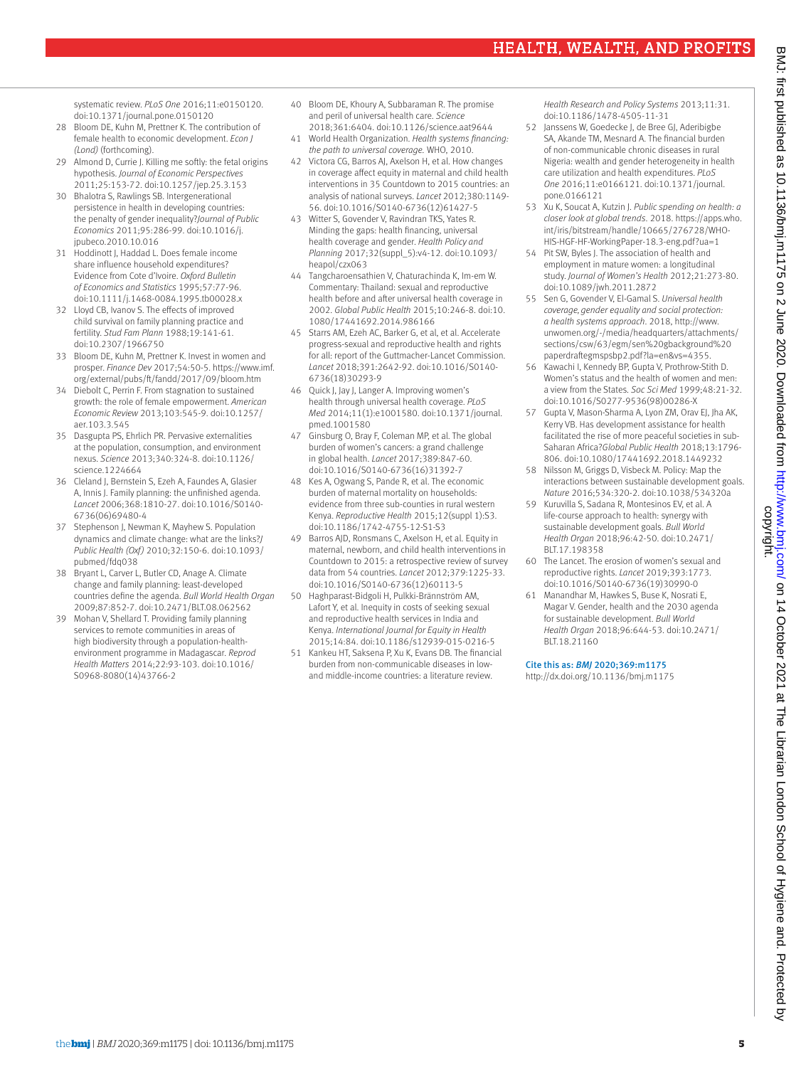systematic review. *PLoS One* 2016;11:e0150120. doi:10.1371/journal.pone.0150120

28 Bloom DE, Kuhn M, Prettner K. The contribution of female health to economic development. *Econ J (Lond)* (forthcoming).

29 Almond D, Currie J. Killing me softly: the fetal origins hypothesis. *Journal of Economic Perspectives* 2011;25:153-72. doi:10.1257/jep.25.3.153

30 Bhalotra S, Rawlings SB. Intergenerational persistence in health in developing countries: the penalty of gender inequality?*Journal of Public Economics* 2011;95:286-99. doi:10.1016/j.jpubeco.2010.10.016

31 Hoddinott J, Haddad L. Does female income share influence household expenditures? Evidence from Cote d'Ivoire. *Oxford Bulletin of Economics and Statistics* 1995;57:77-96. doi:10.1111/j.1468-0084.1995.tb00028.x

32 Lloyd CB, Ivanov S. The effects of improved child survival on family planning practice and fertility. *Stud Fam Plann* 1988;19:141-61. doi:10.2307/1966750

33 Bloom DE, Kuhn M, Prettner K. Invest in women and prosper. *Finance Dev* 2017;54:50-5. https://www.imf.org/external/pubs/ft/fandd/2017/09/bloom.htm

34 Diebolt C, Perrin F. From stagnation to sustained growth: the role of female empowerment. *American Economic Review* 2013;103:545-9. doi:10.1257/aer.103.3.545

35 Dasgupta PS, Ehrlich PR. Pervasive externalities at the population, consumption, and environment nexus. *Science* 2013;340:324-8. doi:10.1126/science.1224664

36 Cleland J, Bernstein S, Ezeh A, Faundes A, Glasier A, Innis J. Family planning: the unfinished agenda. *Lancet* 2006;368:1810-27. doi:10.1016/S0140-6736(06)69480-4

37 Stephenson J, Newman K, Mayhew S. Population dynamics and climate change: what are the links?*J Public Health (Oxf)* 2010;32:150-6. doi:10.1093/pubmed/fdq038

38 Bryant L, Carver L, Butler CD, Anage A. Climate change and family planning: least-developed countries define the agenda. *Bull World Health Organ* 2009;87:852-7. doi:10.2471/BLT.08.062562

39 Mohan V, Shellard T. Providing family planning services to remote communities in areas of high biodiversity through a population-health-environment programme in Madagascar. *Reprod Health Matters* 2014;22:93-103. doi:10.1016/S0968-8080(14)43766-2

40 Bloom DE, Khoury A, Subbaraman R. The promise and peril of universal health care. *Science* 2018;361:6404. doi:10.1126/science.aat9644

41 World Health Organization. *Health systems financing: the path to universal coverage.* WHO, 2010.

42 Victora CG, Barros AJ, Axelson H, et al. How changes in coverage affect equity in maternal and child health interventions in 35 Countdown to 2015 countries: an analysis of national surveys. *Lancet* 2012;380:1149-56. doi:10.1016/S0140-6736(12)61427-5

43 Witter S, Govender V, Ravindran TKS, Yates R. Minding the gaps: health financing, universal health coverage and gender. *Health Policy and Planning* 2017;32(suppl_5):v4-12. doi:10.1093/heapol/czx063

44 Tangcharoensathien V, Chaturachinda K, Im-em W. Commentary: Thailand: sexual and reproductive health before and after universal health coverage in 2002. *Global Public Health* 2015;10:246-8. doi:10.1080/17441692.2014.986166

45 Starrs AM, Ezeh AC, Barker G, et al, et al. Accelerate progress-sexual and reproductive health and rights for all: report of the Guttmacher-Lancet Commission. *Lancet* 2018;391:2642-92. doi:10.1016/S0140-6736(18)30293-9

46 Quick J, Jay J, Langer A. Improving women's health through universal health coverage. *PLoS Med* 2014;11(1):e1001580. doi:10.1371/journal.pmed.1001580

47 Ginsburg O, Bray F, Coleman MP, et al. The global burden of women's cancers: a grand challenge in global health. *Lancet* 2017;389:847-60. doi:10.1016/S0140-6736(16)31392-7

48 Kes A, Ogwang S, Pande R, et al. The economic burden of maternal mortality on households: evidence from three sub-counties in rural western Kenya. *Reproductive Health* 2015;12(suppl 1):S3. doi:10.1186/1742-4755-12-S1-S3

49 Barros AJD, Ronsmans C, Axelson H, et al. Equity in maternal, newborn, and child health interventions in Countdown to 2015: a retrospective review of survey data from 54 countries. *Lancet* 2012;379:1225-33. doi:10.1016/S0140-6736(12)60113-5

50 Haghparast-Bidgoli H, Pulkki-Brännström AM, Lafort Y, et al. Inequity in costs of seeking sexual and reproductive health services in India and Kenya. *International Journal for Equity in Health* 2015;14:84. doi:10.1186/s12939-015-0216-5

51 Kankeu HT, Saksena P, Xu K, Evans DB. The financial burden from non-communicable diseases in low- and middle-income countries: a literature review. *Health Research and Policy Systems* 2013;11:31. doi:10.1186/1478-4505-11-31

52 Janssens W, Goedecke J, de Bree GJ, Aderibigbe SA, Akande TM, Mesnard A. The financial burden of non-communicable chronic diseases in rural Nigeria: wealth and gender heterogeneity in health care utilization and health expenditures. *PLoS One* 2016;11:e0166121. doi:10.1371/journal.pone.0166121

53 Xu K, Soucat A, Kutzin J. *Public spending on health: a closer look at global trends.* 2018. https://apps.who.int/iris/bitstream/handle/10665/276728/WHO-HIS-HGF-HF-WorkingPaper-18.3-eng.pdf?ua=1

54 Pit SW, Byles J. The association of health and employment in mature women: a longitudinal study. *Journal of Women's Health* 2012;21:273-80. doi:10.1089/jwh.2011.2872

55 Sen G, Govender V, El-Gamal S. *Universal health coverage, gender equality and social protection: a health systems approach.* 2018, http://www.unwomen.org/-/media/headquarters/attachments/sections/csw/63/egm/sen%20background%20paperdraftegmspsbp2.pdf?la=en&vs=4355.

56 Kawachi I, Kennedy BP, Gupta V, Prothrow-Stith D. Women's status and the health of women and men: a view from the States. *Soc Sci Med* 1999;48:21-32. doi:10.1016/S0277-9536(98)00286-X

57 Gupta V, Mason-Sharma A, Lyon ZM, Orav EJ, Jha AK, Kerry VB. Has development assistance for health facilitated the rise of more peaceful societies in sub-Saharan Africa?*Global Public Health* 2018;13:1796-806. doi:10.1080/17441692.2018.1449232

58 Nilsson M, Griggs D, Visbeck M. Policy: Map the interactions between sustainable development goals. *Nature* 2016;534:320-2. doi:10.1038/534320a

59 Kuruvilla S, Sadana R, Montesinos EV, et al. A life-course approach to health: synergy with sustainable development goals. *Bull World Health Organ* 2018;96:42-50. doi:10.2471/BLT.17.198358

60 The Lancet. The erosion of women's sexual and reproductive rights. *Lancet* 2019;393:1773. doi:10.1016/S0140-6736(19)30990-0

61 Manandhar M, Hawkes S, Buse K, Nosrati E, Magar V. Gender, health and the 2030 agenda for sustainable development. *Bull World Health Organ* 2018;96:644-53. doi:10.2471/BLT.18.21160

Cite this as: *BMJ* 2020;369:m1175

http://dx.doi.org/10.1136/bmj.m1175